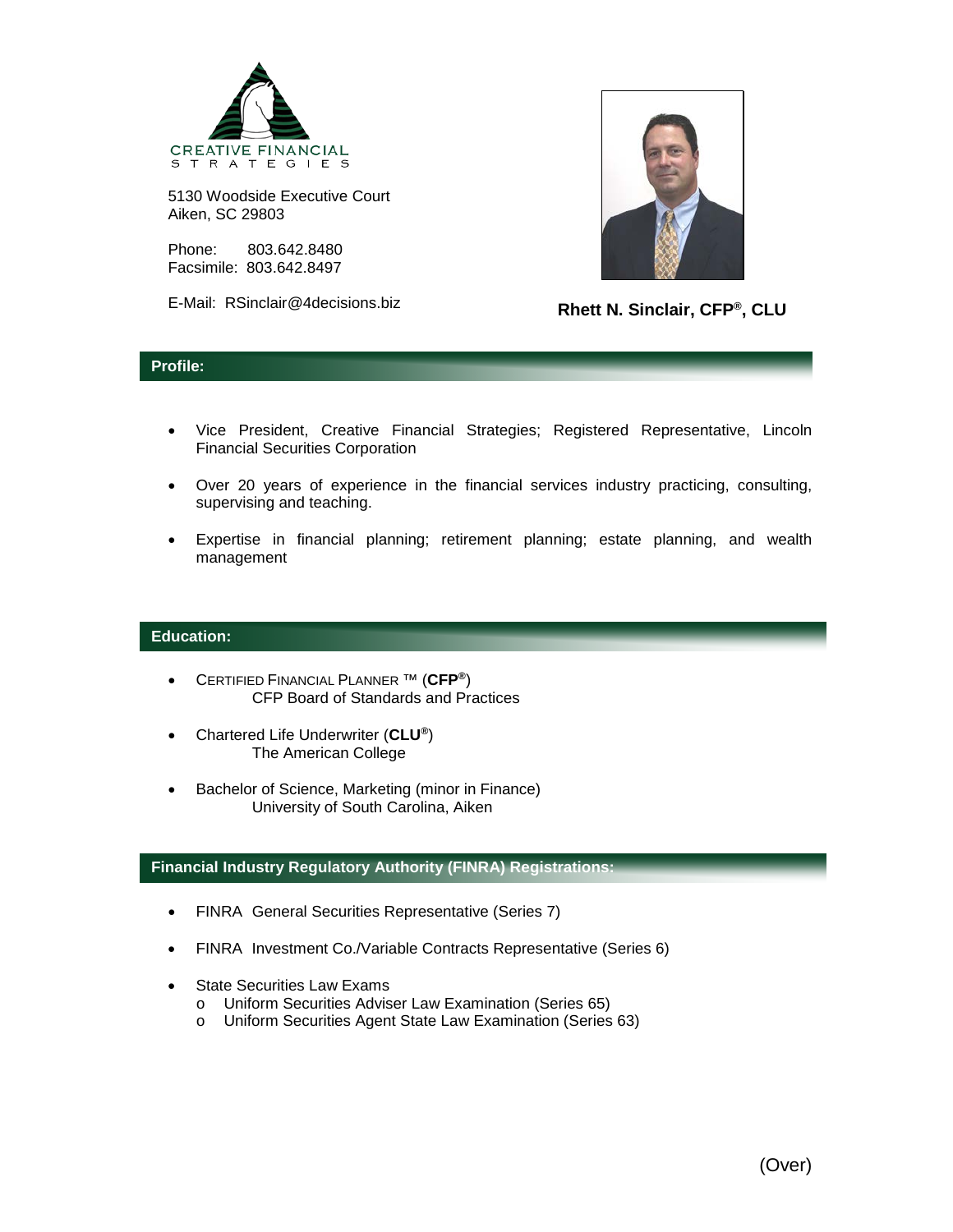CREATIVE FINANCIAL STRATEGIES

5130 Woodside Executive Court
Aiken, SC 29803

Phone: 803.642.8480
Facsimile: 803.642.8497

E-Mail: RSinclair@4decisions.biz

**Rhett N. Sinclair, CFP®, CLU**

## Profile:

- Vice President, Creative Financial Strategies; Registered Representative, Lincoln Financial Securities Corporation
- Over 20 years of experience in the financial services industry practicing, consulting, supervising and teaching.
- Expertise in financial planning; retirement planning; estate planning, and wealth management

## Education:

- CERTIFIED FINANCIAL PLANNER ™ (**CFP®**)
  CFP Board of Standards and Practices
- Chartered Life Underwriter (**CLU®**)
  The American College
- Bachelor of Science, Marketing (minor in Finance)
  University of South Carolina, Aiken

## Financial Industry Regulatory Authority (FINRA) Registrations:

- FINRA General Securities Representative (Series 7)
- FINRA Investment Co./Variable Contracts Representative (Series 6)
- State Securities Law Exams
  - Uniform Securities Adviser Law Examination (Series 65)
  - Uniform Securities Agent State Law Examination (Series 63)

(Over)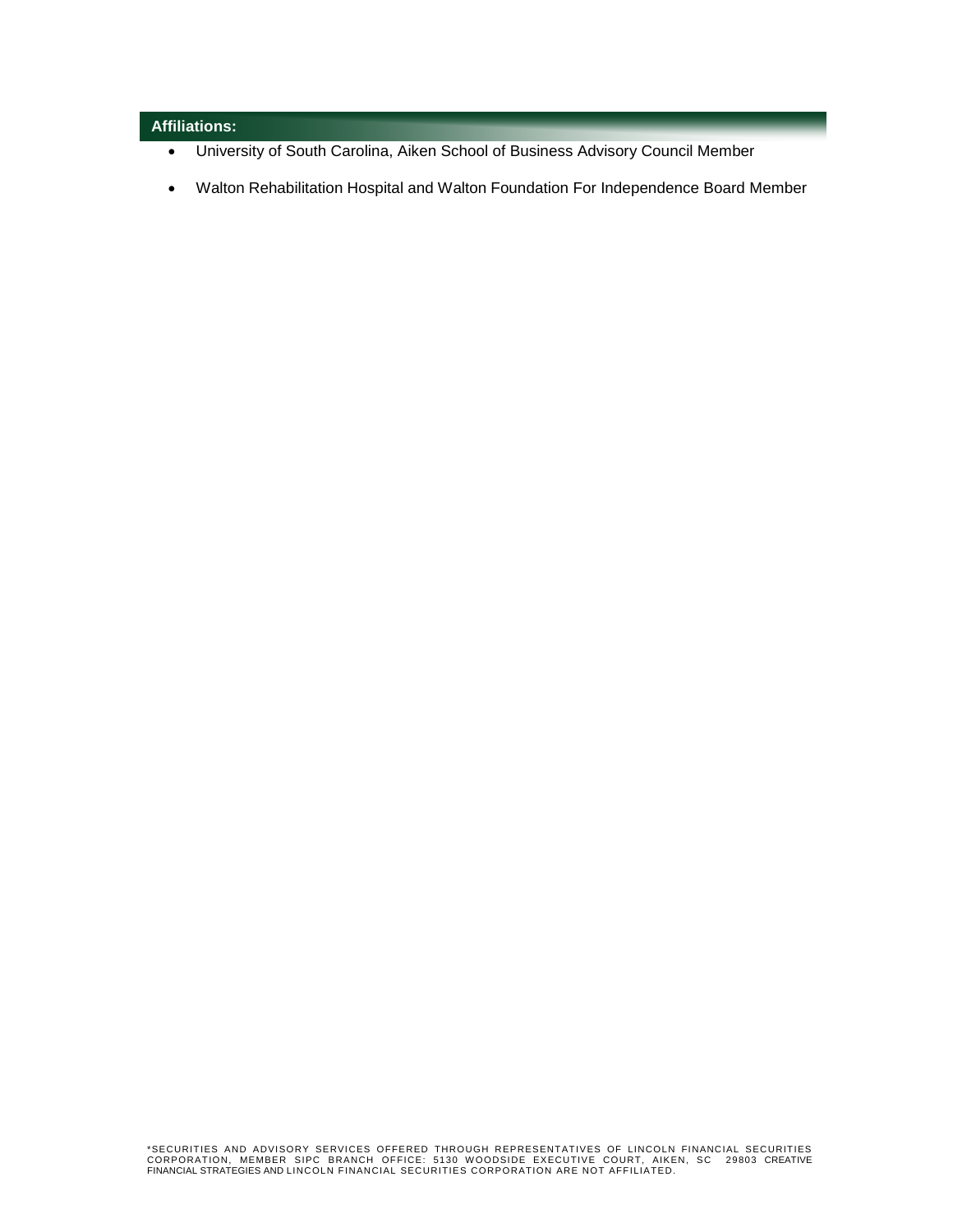## Affiliations:

- University of South Carolina, Aiken School of Business Advisory Council Member
- Walton Rehabilitation Hospital and Walton Foundation For Independence Board Member

*SECURITIES AND ADVISORY SERVICES OFFERED THROUGH REPRESENTATIVES OF LINCOLN FINANCIAL SECURITIES CORPORATION, MEMBER SIPC BRANCH OFFICE: 5130 WOODSIDE EXECUTIVE COURT, AIKEN, SC 29803 CREATIVE FINANCIAL STRATEGIES AND LINCOLN FINANCIAL SECURITIES CORPORATION ARE NOT AFFILIATED.